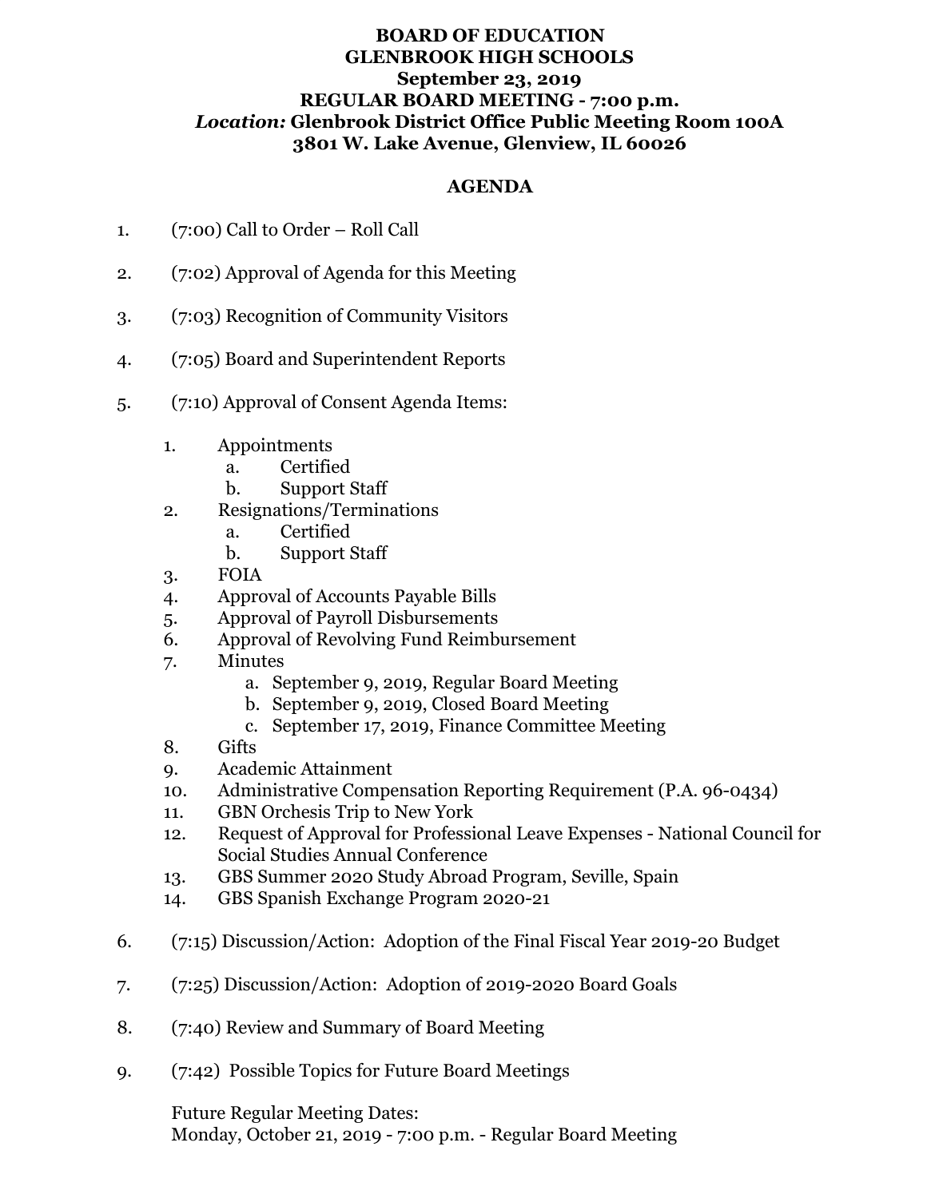**BOARD OF EDUCATION**
**GLENBROOK HIGH SCHOOLS**
**September 23, 2019**
**REGULAR BOARD MEETING - 7:00 p.m.**
***Location:*** **Glenbrook District Office Public Meeting Room 100A**
**3801 W. Lake Avenue, Glenview, IL 60026**

## AGENDA

1. (7:00) Call to Order – Roll Call

2. (7:02) Approval of Agenda for this Meeting

3. (7:03) Recognition of Community Visitors

4. (7:05) Board and Superintendent Reports

5. (7:10) Approval of Consent Agenda Items:

   1. Appointments
      a. Certified
      b. Support Staff
   2. Resignations/Terminations
      a. Certified
      b. Support Staff
   3. FOIA
   4. Approval of Accounts Payable Bills
   5. Approval of Payroll Disbursements
   6. Approval of Revolving Fund Reimbursement
   7. Minutes
      a. September 9, 2019, Regular Board Meeting
      b. September 9, 2019, Closed Board Meeting
      c. September 17, 2019, Finance Committee Meeting
   8. Gifts
   9. Academic Attainment
   10. Administrative Compensation Reporting Requirement (P.A. 96-0434)
   11. GBN Orchesis Trip to New York
   12. Request of Approval for Professional Leave Expenses - National Council for Social Studies Annual Conference
   13. GBS Summer 2020 Study Abroad Program, Seville, Spain
   14. GBS Spanish Exchange Program 2020-21

6. (7:15) Discussion/Action: Adoption of the Final Fiscal Year 2019-20 Budget

7. (7:25) Discussion/Action: Adoption of 2019-2020 Board Goals

8. (7:40) Review and Summary of Board Meeting

9. (7:42) Possible Topics for Future Board Meetings

   Future Regular Meeting Dates:
   Monday, October 21, 2019 - 7:00 p.m. - Regular Board Meeting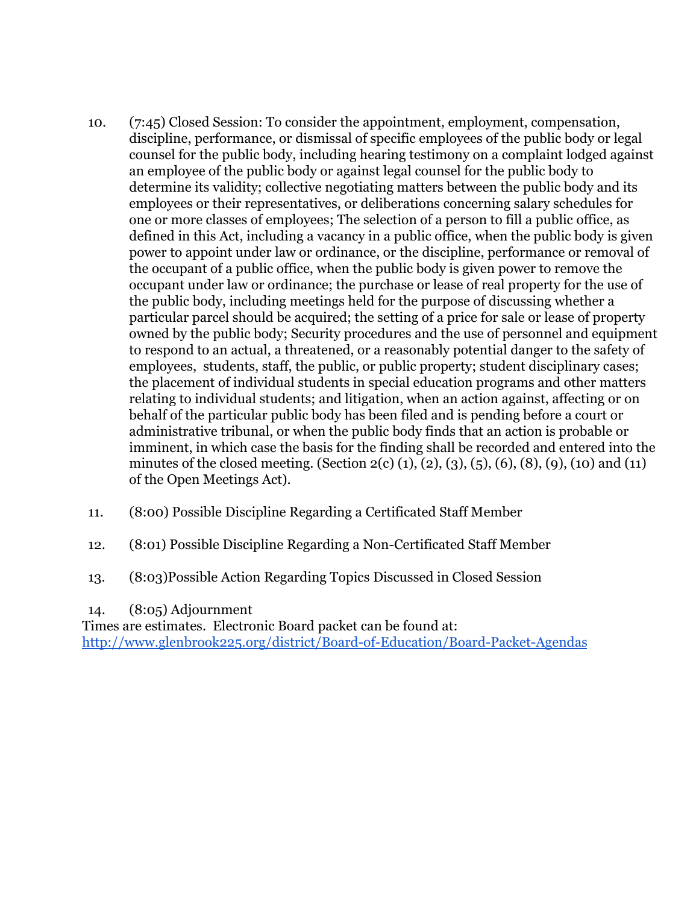10. (7:45) Closed Session: To consider the appointment, employment, compensation, discipline, performance, or dismissal of specific employees of the public body or legal counsel for the public body, including hearing testimony on a complaint lodged against an employee of the public body or against legal counsel for the public body to determine its validity; collective negotiating matters between the public body and its employees or their representatives, or deliberations concerning salary schedules for one or more classes of employees; The selection of a person to fill a public office, as defined in this Act, including a vacancy in a public office, when the public body is given power to appoint under law or ordinance, or the discipline, performance or removal of the occupant of a public office, when the public body is given power to remove the occupant under law or ordinance; the purchase or lease of real property for the use of the public body, including meetings held for the purpose of discussing whether a particular parcel should be acquired; the setting of a price for sale or lease of property owned by the public body; Security procedures and the use of personnel and equipment to respond to an actual, a threatened, or a reasonably potential danger to the safety of employees, students, staff, the public, or public property; student disciplinary cases; the placement of individual students in special education programs and other matters relating to individual students; and litigation, when an action against, affecting or on behalf of the particular public body has been filed and is pending before a court or administrative tribunal, or when the public body finds that an action is probable or imminent, in which case the basis for the finding shall be recorded and entered into the minutes of the closed meeting. (Section 2(c) (1), (2), (3), (5), (6), (8), (9), (10) and (11) of the Open Meetings Act).

11. (8:00) Possible Discipline Regarding a Certificated Staff Member

12. (8:01) Possible Discipline Regarding a Non-Certificated Staff Member

13. (8:03)Possible Action Regarding Topics Discussed in Closed Session

14. (8:05) Adjournment

Times are estimates. Electronic Board packet can be found at: http://www.glenbrook225.org/district/Board-of-Education/Board-Packet-Agendas